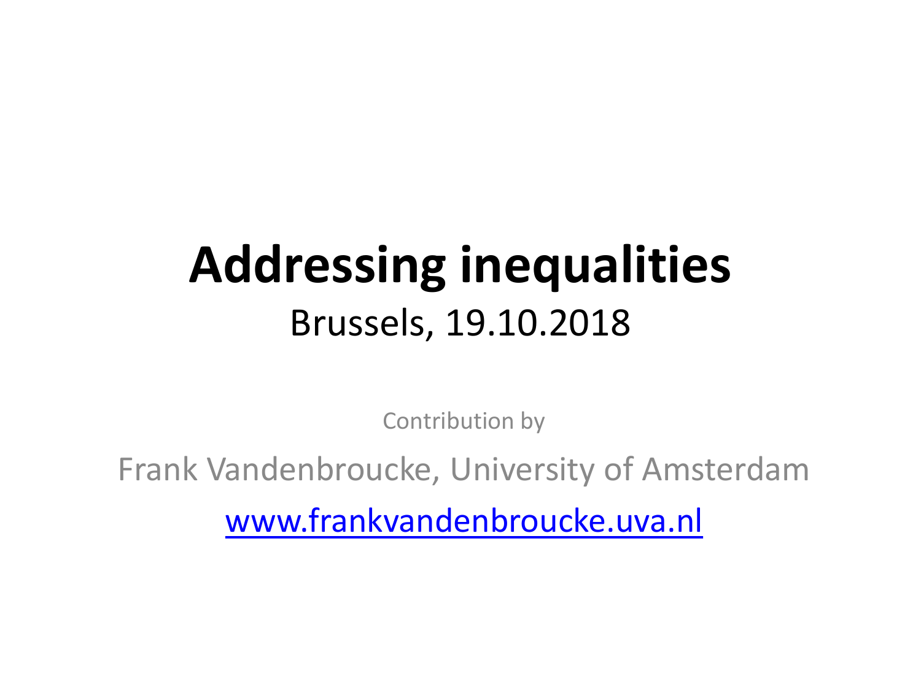# Addressing inequalities

Brussels, 19.10.2018

Contribution by

Frank Vandenbroucke, University of Amsterdam

www.frankvandenbroucke.uva.nl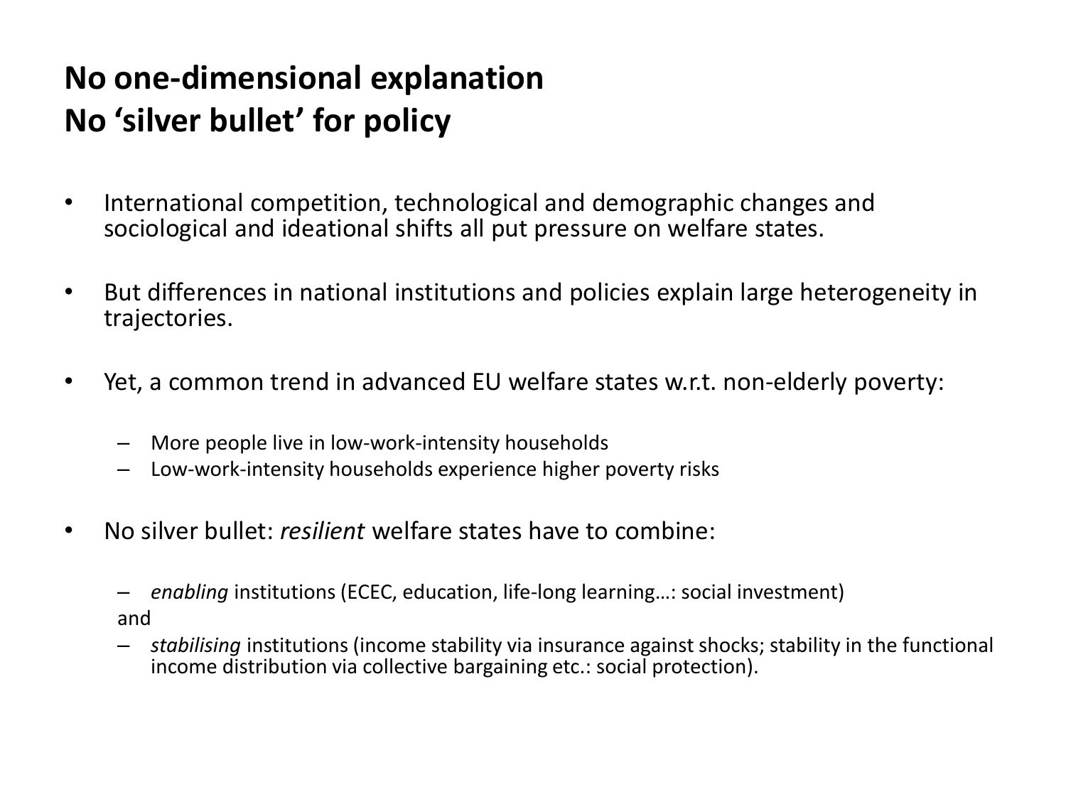## No one-dimensional explanation
## No 'silver bullet' for policy

- International competition, technological and demographic changes and sociological and ideational shifts all put pressure on welfare states.
- But differences in national institutions and policies explain large heterogeneity in trajectories.
- Yet, a common trend in advanced EU welfare states w.r.t. non-elderly poverty:
  - More people live in low-work-intensity households
  - Low-work-intensity households experience higher poverty risks
- No silver bullet: *resilient* welfare states have to combine:
  - *enabling* institutions (ECEC, education, life-long learning…: social investment)

  and

  - *stabilising* institutions (income stability via insurance against shocks; stability in the functional income distribution via collective bargaining etc.: social protection).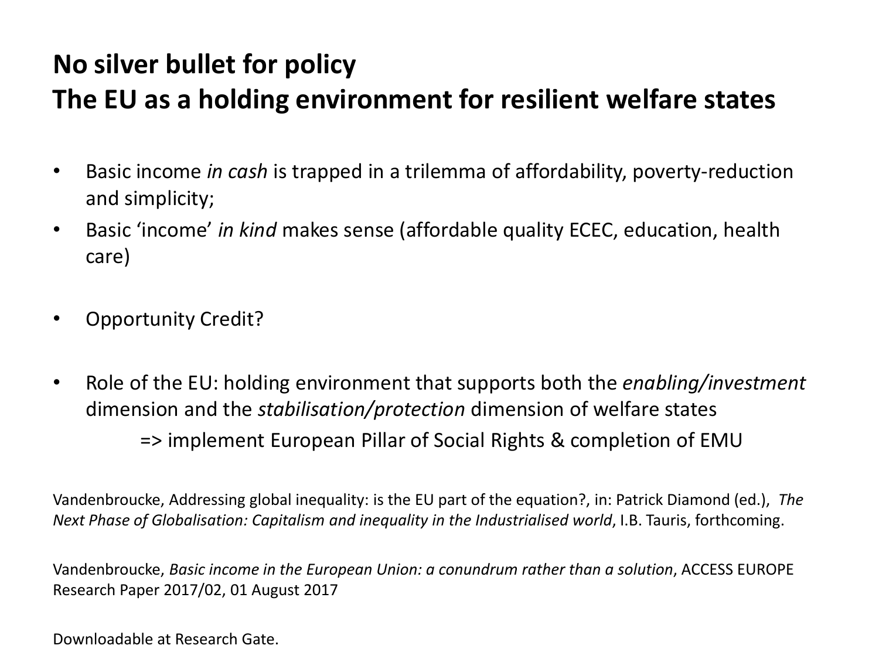# No silver bullet for policy
# The EU as a holding environment for resilient welfare states

- Basic income *in cash* is trapped in a trilemma of affordability, poverty-reduction and simplicity;
- Basic 'income' *in kind* makes sense (affordable quality ECEC, education, health care)

- Opportunity Credit?

- Role of the EU: holding environment that supports both the *enabling/investment* dimension and the *stabilisation/protection* dimension of welfare states

  => implement European Pillar of Social Rights & completion of EMU

Vandenbroucke, Addressing global inequality: is the EU part of the equation?, in: Patrick Diamond (ed.), *The Next Phase of Globalisation: Capitalism and inequality in the Industrialised world*, I.B. Tauris, forthcoming.

Vandenbroucke, *Basic income in the European Union: a conundrum rather than a solution*, ACCESS EUROPE Research Paper 2017/02, 01 August 2017

Downloadable at Research Gate.